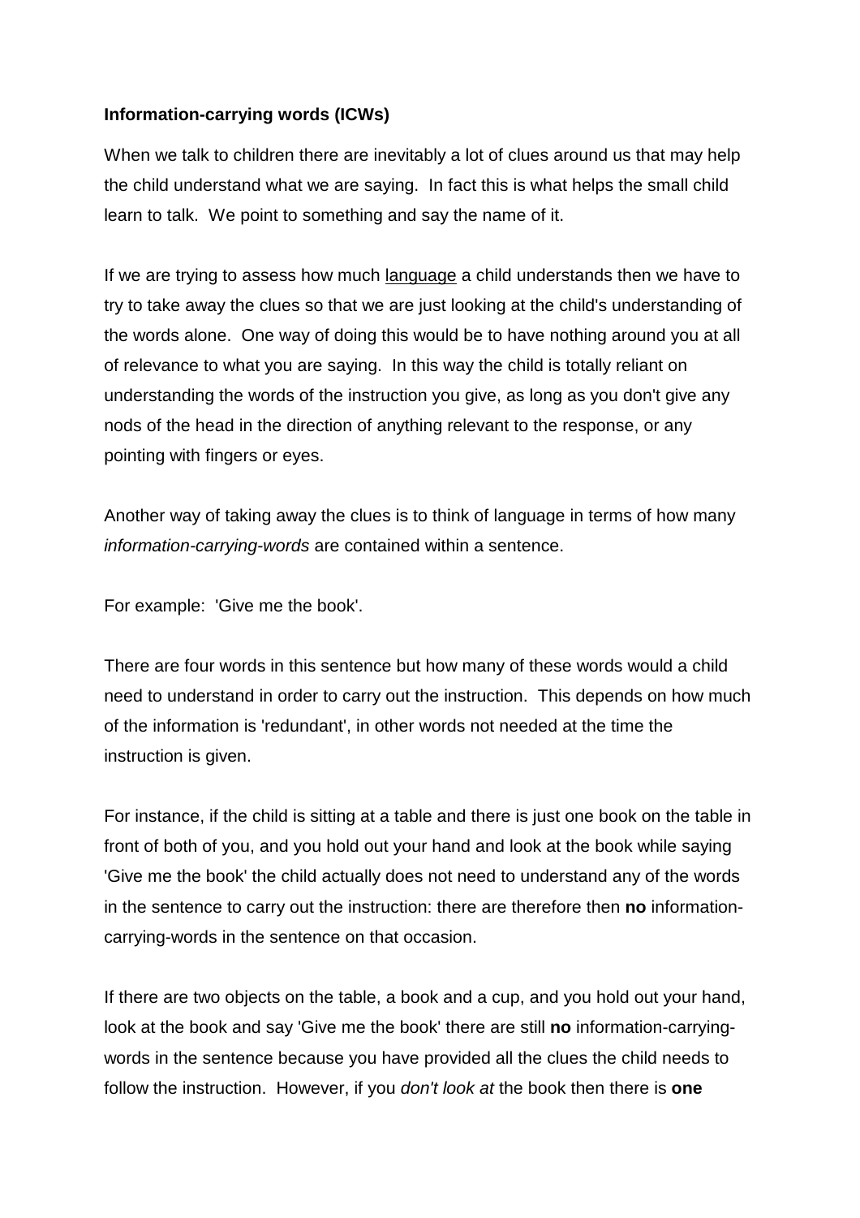**Information-carrying words (ICWs)**

When we talk to children there are inevitably a lot of clues around us that may help the child understand what we are saying. In fact this is what helps the small child learn to talk. We point to something and say the name of it.

If we are trying to assess how much language a child understands then we have to try to take away the clues so that we are just looking at the child's understanding of the words alone. One way of doing this would be to have nothing around you at all of relevance to what you are saying. In this way the child is totally reliant on understanding the words of the instruction you give, as long as you don't give any nods of the head in the direction of anything relevant to the response, or any pointing with fingers or eyes.

Another way of taking away the clues is to think of language in terms of how many *information-carrying-words* are contained within a sentence.

For example: 'Give me the book'.

There are four words in this sentence but how many of these words would a child need to understand in order to carry out the instruction. This depends on how much of the information is 'redundant', in other words not needed at the time the instruction is given.

For instance, if the child is sitting at a table and there is just one book on the table in front of both of you, and you hold out your hand and look at the book while saying 'Give me the book' the child actually does not need to understand any of the words in the sentence to carry out the instruction: there are therefore then **no** information-carrying-words in the sentence on that occasion.

If there are two objects on the table, a book and a cup, and you hold out your hand, look at the book and say 'Give me the book' there are still **no** information-carrying-words in the sentence because you have provided all the clues the child needs to follow the instruction. However, if you *don't look at* the book then there is **one**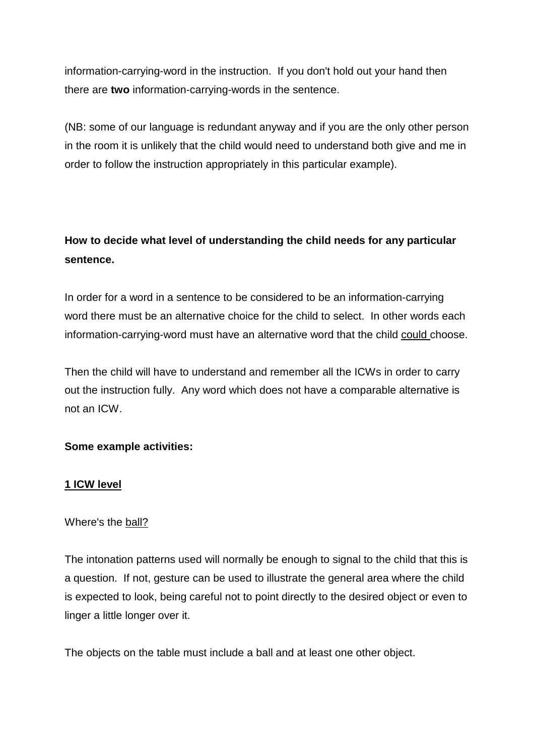information-carrying-word in the instruction. If you don't hold out your hand then there are **two** information-carrying-words in the sentence.

(NB: some of our language is redundant anyway and if you are the only other person in the room it is unlikely that the child would need to understand both give and me in order to follow the instruction appropriately in this particular example).

**How to decide what level of understanding the child needs for any particular sentence.**

In order for a word in a sentence to be considered to be an information-carrying word there must be an alternative choice for the child to select. In other words each information-carrying-word must have an alternative word that the child <u>could</u> choose.

Then the child will have to understand and remember all the ICWs in order to carry out the instruction fully. Any word which does not have a comparable alternative is not an ICW.

**Some example activities:**

**<u>1 ICW level</u>**

Where's the <u>ball?</u>

The intonation patterns used will normally be enough to signal to the child that this is a question. If not, gesture can be used to illustrate the general area where the child is expected to look, being careful not to point directly to the desired object or even to linger a little longer over it.

The objects on the table must include a ball and at least one other object.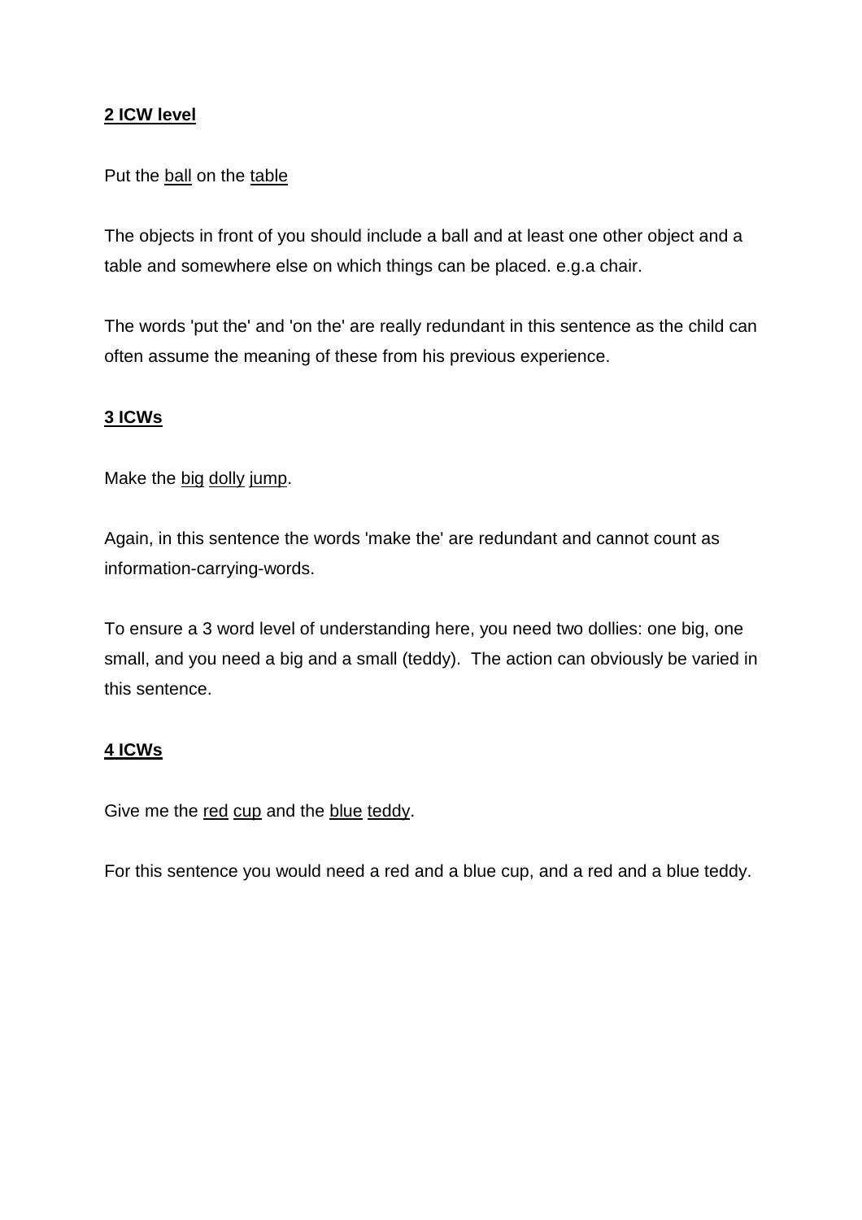**2 ICW level**

Put the ball on the table

The objects in front of you should include a ball and at least one other object and a table and somewhere else on which things can be placed. e.g.a chair.

The words 'put the' and 'on the' are really redundant in this sentence as the child can often assume the meaning of these from his previous experience.

**3 ICWs**

Make the big dolly jump.

Again, in this sentence the words 'make the' are redundant and cannot count as information-carrying-words.

To ensure a 3 word level of understanding here, you need two dollies: one big, one small, and you need a big and a small (teddy). The action can obviously be varied in this sentence.

**4 ICWs**

Give me the red cup and the blue teddy.

For this sentence you would need a red and a blue cup, and a red and a blue teddy.